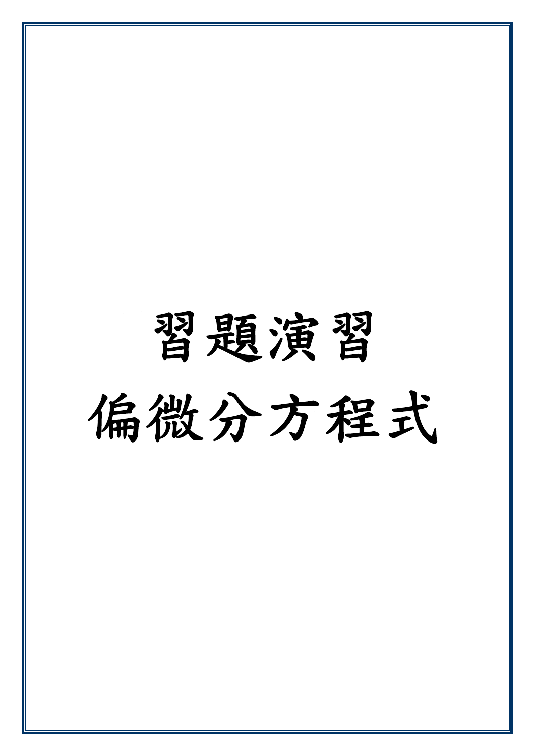# 習題演習

# 偏微分方程式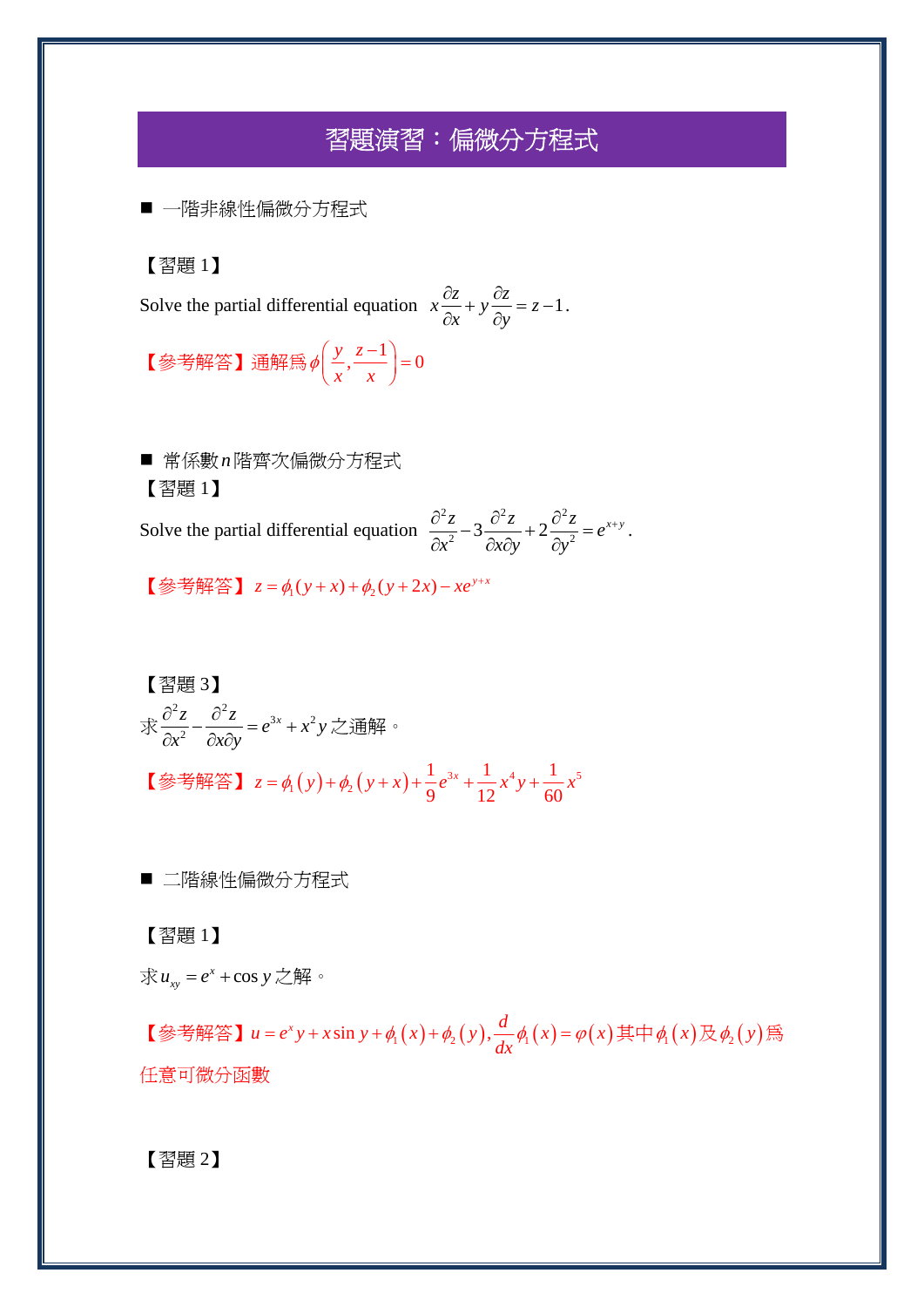# 習題演習：偏微分方程式

■ 一階非線性偏微分方程式

【習題 1】

Solve the partial differential equation $x\dfrac{\partial z}{\partial x}+y\dfrac{\partial z}{\partial y}=z-1$.

【參考解答】通解爲$\phi\left(\dfrac{y}{x},\dfrac{z-1}{x}\right)=0$

■ 常係數$n$階齊次偏微分方程式

【習題 1】

Solve the partial differential equation $\dfrac{\partial^2 z}{\partial x^2}-3\dfrac{\partial^2 z}{\partial x\partial y}+2\dfrac{\partial^2 z}{\partial y^2}=e^{x+y}$.

【參考解答】$z=\phi_1(y+x)+\phi_2(y+2x)-xe^{y+x}$

【習題 3】

求$\dfrac{\partial^2 z}{\partial x^2}-\dfrac{\partial^2 z}{\partial x\partial y}=e^{3x}+x^2y$之通解。

【參考解答】$z=\phi_1(y)+\phi_2(y+x)+\dfrac{1}{9}e^{3x}+\dfrac{1}{12}x^4y+\dfrac{1}{60}x^5$

■ 二階線性偏微分方程式

【習題 1】

求$u_{xy}=e^x+\cos y$之解。

【參考解答】$u=e^xy+x\sin y+\phi_1(x)+\phi_2(y),\dfrac{d}{dx}\phi_1(x)=\varphi(x)$其中$\phi_1(x)$及$\phi_2(y)$爲任意可微分函數

【習題 2】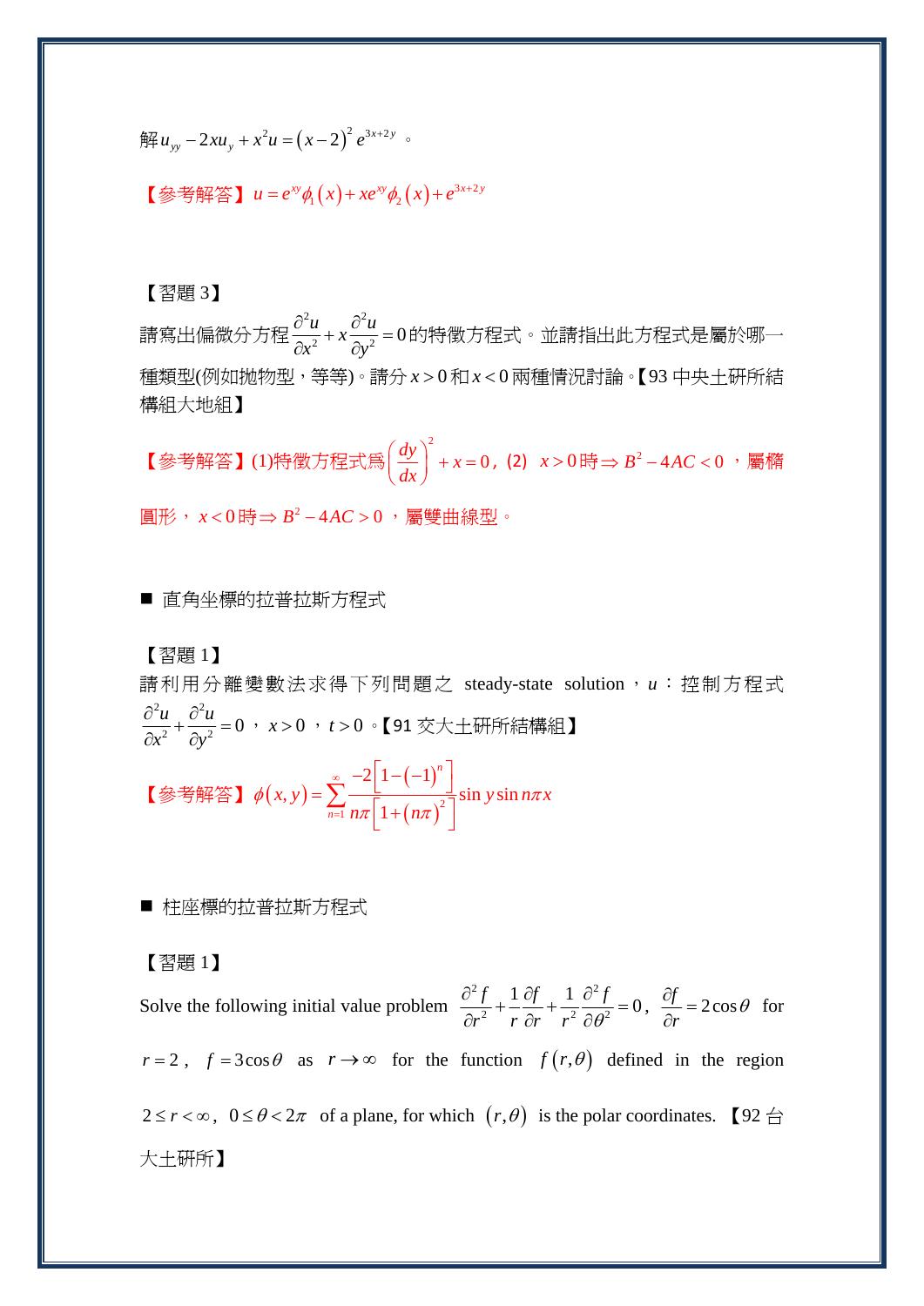解$u_{yy}-2xu_y+x^2u=(x-2)^2e^{3x+2y}$。

【參考解答】$u=e^{xy}\phi_1(x)+xe^{xy}\phi_2(x)+e^{3x+2y}$

【習題 3】

請寫出偏微分方程$\dfrac{\partial^2 u}{\partial x^2}+x\dfrac{\partial^2 u}{\partial y^2}=0$的特徵方程式。並請指出此方程式是屬於哪一種類型(例如拋物型，等等)。請分$x>0$和$x<0$兩種情況討論。【93 中央土研所結構組大地組】

【參考解答】(1)特徵方程式爲$\left(\dfrac{dy}{dx}\right)^2+x=0$，(2) $x>0$時$\Rightarrow B^2-4AC<0$，屬橢圓形，$x<0$時$\Rightarrow B^2-4AC>0$，屬雙曲線型。

■ 直角坐標的拉普拉斯方程式

【習題 1】

請利用分離變數法求得下列問題之 steady-state solution，$u$：控制方程式$\dfrac{\partial^2 u}{\partial x^2}+\dfrac{\partial^2 u}{\partial y^2}=0$，$x>0$，$t>0$。【91 交大土研所結構組】

【參考解答】$\phi(x,y)=\displaystyle\sum_{n=1}^{\infty}\frac{-2\left[1-(-1)^n\right]}{n\pi\left[1+(n\pi)^2\right]}\sin y\sin n\pi x$

■ 柱座標的拉普拉斯方程式

【習題 1】

Solve the following initial value problem $\dfrac{\partial^2 f}{\partial r^2}+\dfrac{1}{r}\dfrac{\partial f}{\partial r}+\dfrac{1}{r^2}\dfrac{\partial^2 f}{\partial \theta^2}=0$, $\dfrac{\partial f}{\partial r}=2\cos\theta$ for $r=2$, $f=3\cos\theta$ as $r\to\infty$ for the function $f(r,\theta)$ defined in the region $2\le r<\infty$, $0\le\theta<2\pi$ of a plane, for which $(r,\theta)$ is the polar coordinates. 【92 台大土研所】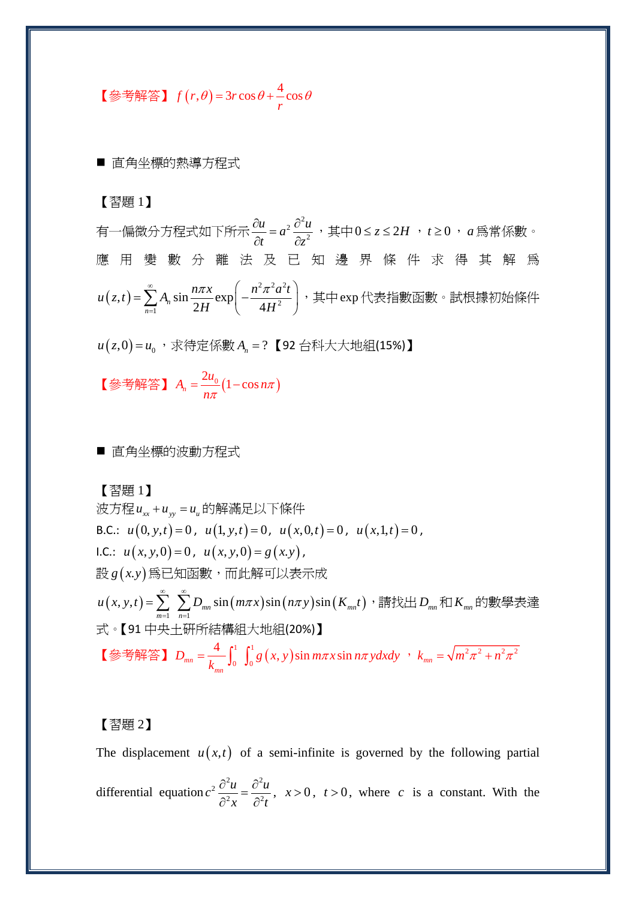【參考解答】 $f(r,\theta)=3r\cos\theta+\frac{4}{r}\cos\theta$

■ 直角坐標的熱導方程式

【習題 1】

有一偏微分方程式如下所示 $\frac{\partial u}{\partial t}=a^2\frac{\partial^2 u}{\partial z^2}$，其中 $0\le z\le 2H$，$t\ge 0$，$a$ 爲常係數。應用變數分離法及已知邊界條件求得其解爲 $u(z,t)=\sum_{n=1}^{\infty}A_n\sin\frac{n\pi x}{2H}\exp\left(-\frac{n^2\pi^2a^2t}{4H^2}\right)$，其中 exp 代表指數函數。試根據初始條件 $u(z,0)=u_0$，求待定係數 $A_n=$？【92 台科大大地組(15%)】

【參考解答】 $A_n=\frac{2u_0}{n\pi}(1-\cos n\pi)$

■ 直角坐標的波動方程式

【習題 1】

波方程 $u_{xx}+u_{yy}=u_{tt}$ 的解滿足以下條件

B.C.: $u(0,y,t)=0,\ u(1,y,t)=0,\ u(x,0,t)=0,\ u(x,1,t)=0,$

I.C.: $u(x,y,0)=0,\ u(x,y,0)=g(x.y),$

設 $g(x.y)$ 爲已知函數，而此解可以表示成

$u(x,y,t)=\sum_{m=1}^{\infty}\sum_{n=1}^{\infty}D_{mn}\sin(m\pi x)\sin(n\pi y)\sin(K_{mn}t)$，請找出 $D_{mn}$ 和 $K_{mn}$ 的數學表達式。【91 中央土研所結構組大地組(20%)】

【參考解答】 $D_{mn}=\frac{4}{k_{mn}}\int_0^1\int_0^1 g(x,y)\sin m\pi x\sin n\pi y\,dxdy$，$k_{mn}=\sqrt{m^2\pi^2+n^2\pi^2}$

【習題 2】

The displacement $u(x,t)$ of a semi-infinite is governed by the following partial differential equation $c^2\frac{\partial^2 u}{\partial^2 x}=\frac{\partial^2 u}{\partial^2 t}$, $x>0$, $t>0$, where $c$ is a constant. With the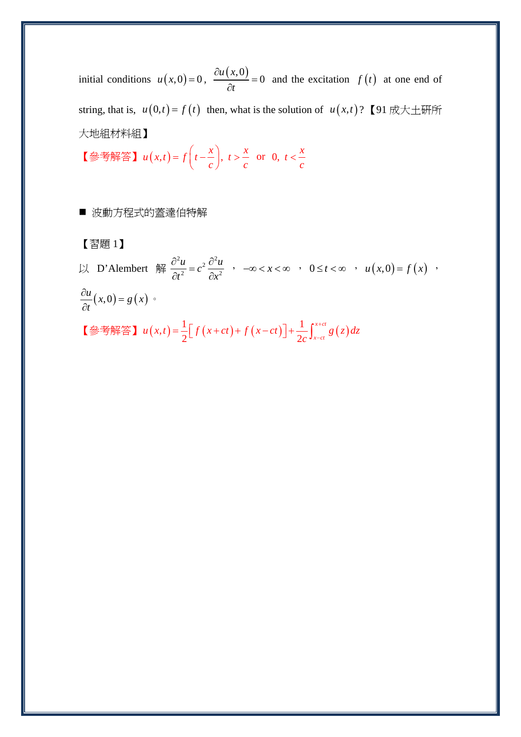initial conditions $u(x,0)=0$, $\dfrac{\partial u(x,0)}{\partial t}=0$ and the excitation $f(t)$ at one end of string, that is, $u(0,t)=f(t)$ then, what is the solution of $u(x,t)$?【91 成大土研所大地組材料組】

【參考解答】$u(x,t)=f\left(t-\dfrac{x}{c}\right),\ t>\dfrac{x}{c}$ or $0,\ t<\dfrac{x}{c}$

■ 波動方程式的蓋達伯特解

【習題 1】

以 D'Alembert 解 $\dfrac{\partial^2 u}{\partial t^2}=c^2\dfrac{\partial^2 u}{\partial x^2}$，$-\infty<x<\infty$，$0\le t<\infty$，$u(x,0)=f(x)$，$\dfrac{\partial u}{\partial t}(x,0)=g(x)$。

【參考解答】$u(x,t)=\dfrac{1}{2}\left[f(x+ct)+f(x-ct)\right]+\dfrac{1}{2c}\displaystyle\int_{x-ct}^{x+ct}g(z)\,dz$